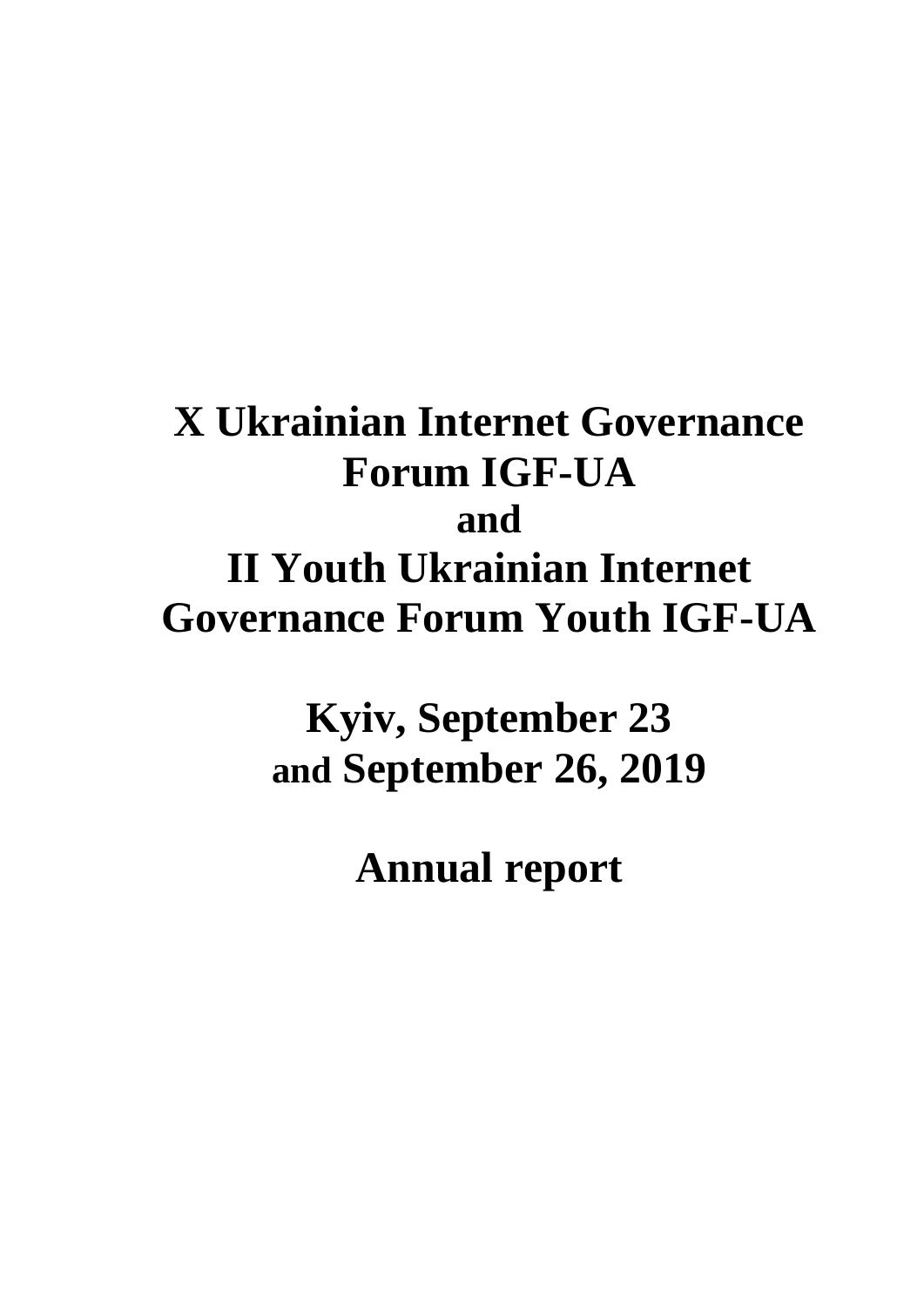# X Ukrainian Internet Governance Forum IGF-UA
# and
# II Youth Ukrainian Internet Governance Forum Youth IGF-UA

## Kyiv, September 23 and September 26, 2019

## Annual report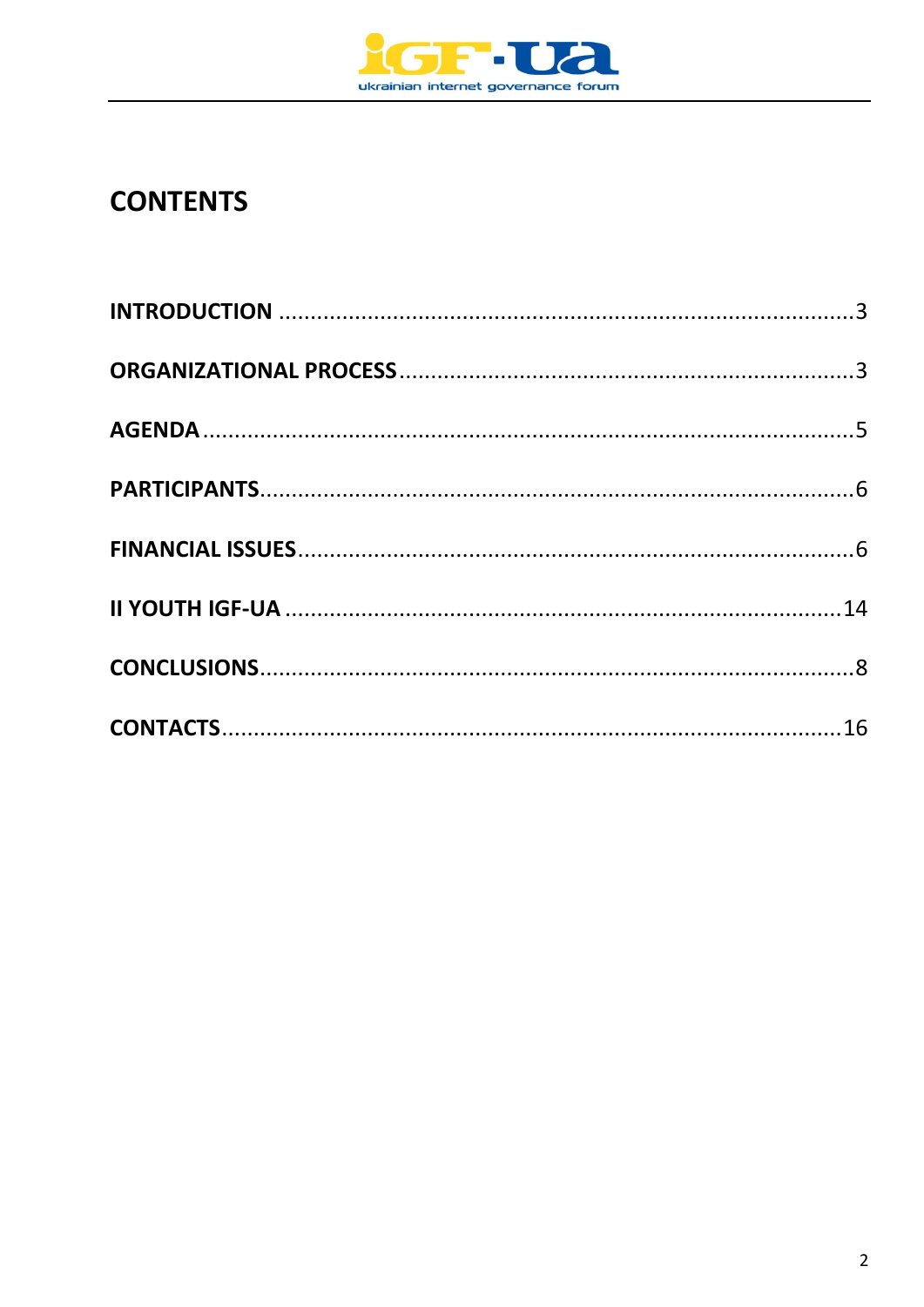# CONTENTS

INTRODUCTION .....3

ORGANIZATIONAL PROCESS .....3

AGENDA .....5

PARTICIPANTS .....6

FINANCIAL ISSUES .....6

II YOUTH IGF-UA .....14

CONCLUSIONS .....8

CONTACTS .....16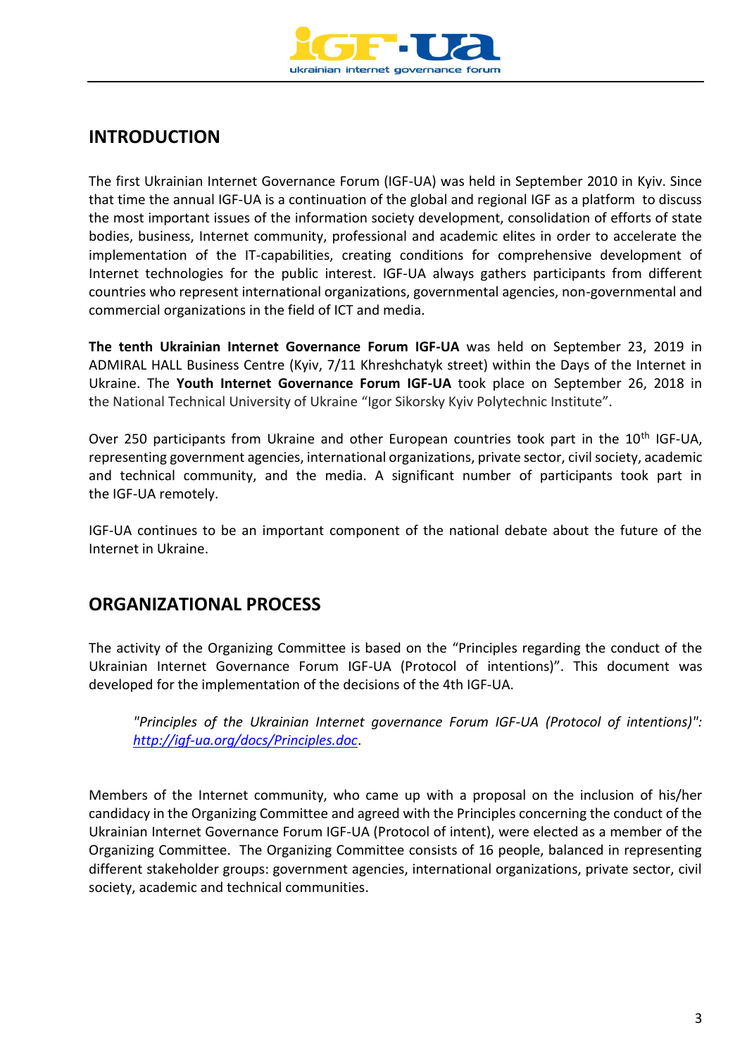## INTRODUCTION

The first Ukrainian Internet Governance Forum (IGF-UA) was held in September 2010 in Kyiv. Since that time the annual IGF-UA is a continuation of the global and regional IGF as a platform to discuss the most important issues of the information society development, consolidation of efforts of state bodies, business, Internet community, professional and academic elites in order to accelerate the implementation of the IT-capabilities, creating conditions for comprehensive development of Internet technologies for the public interest. IGF-UA always gathers participants from different countries who represent international organizations, governmental agencies, non-governmental and commercial organizations in the field of ICT and media.

**The tenth Ukrainian Internet Governance Forum IGF-UA** was held on September 23, 2019 in ADMIRAL HALL Business Centre (Kyiv, 7/11 Khreshchatyk street) within the Days of the Internet in Ukraine. The **Youth Internet Governance Forum IGF-UA** took place on September 26, 2018 in the National Technical University of Ukraine "Igor Sikorsky Kyiv Polytechnic Institute".

Over 250 participants from Ukraine and other European countries took part in the 10th IGF-UA, representing government agencies, international organizations, private sector, civil society, academic and technical community, and the media. A significant number of participants took part in the IGF-UA remotely.

IGF-UA continues to be an important component of the national debate about the future of the Internet in Ukraine.

## ORGANIZATIONAL PROCESS

The activity of the Organizing Committee is based on the "Principles regarding the conduct of the Ukrainian Internet Governance Forum IGF-UA (Protocol of intentions)". This document was developed for the implementation of the decisions of the 4th IGF-UA.

> *"Principles of the Ukrainian Internet governance Forum IGF-UA (Protocol of intentions)": [http://igf-ua.org/docs/Principles.doc](http://igf-ua.org/docs/Principles.doc)*.

Members of the Internet community, who came up with a proposal on the inclusion of his/her candidacy in the Organizing Committee and agreed with the Principles concerning the conduct of the Ukrainian Internet Governance Forum IGF-UA (Protocol of intent), were elected as a member of the Organizing Committee. The Organizing Committee consists of 16 people, balanced in representing different stakeholder groups: government agencies, international organizations, private sector, civil society, academic and technical communities.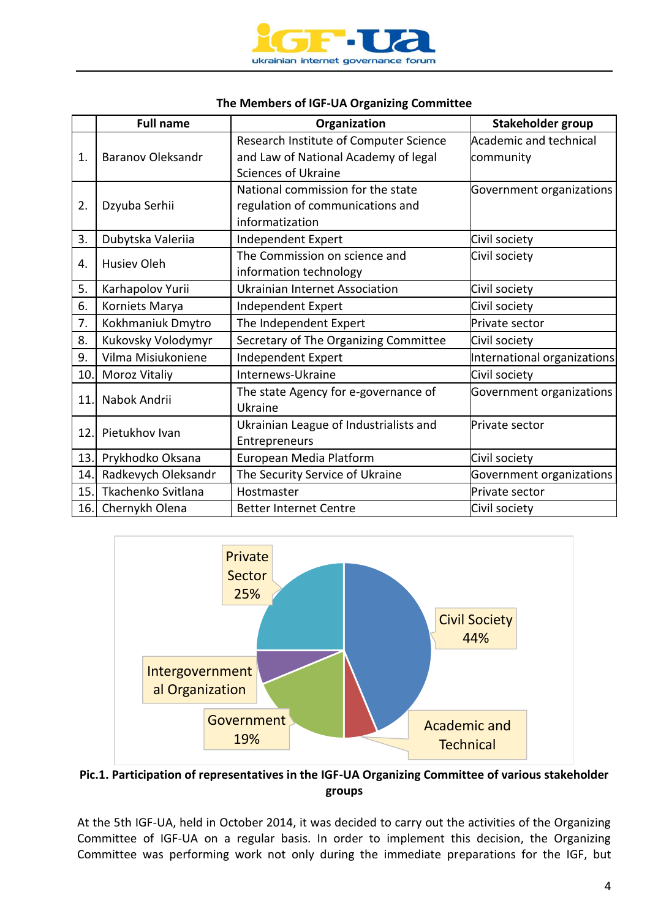**The Members of IGF-UA Organizing Committee**

| | Full name | Organization | Stakeholder group |
|---|---|---|---|
| 1. | Baranov Oleksandr | Research Institute of Computer Science and Law of National Academy of legal Sciences of Ukraine | Academic and technical community |
| 2. | Dzyuba Serhii | National commission for the state regulation of communications and informatization | Government organizations |
| 3. | Dubytska Valeriia | Independent Expert | Civil society |
| 4. | Husiev Oleh | The Commission on science and information technology | Civil society |
| 5. | Karhapolov Yurii | Ukrainian Internet Association | Civil society |
| 6. | Korniets Marya | Independent Expert | Civil society |
| 7. | Kokhmaniuk Dmytro | The Independent Expert | Private sector |
| 8. | Kukovsky Volodymyr | Secretary of The Organizing Committee | Civil society |
| 9. | Vilma Misiukoniene | Independent Expert | International organizations |
| 10. | Moroz Vitaliy | Internews-Ukraine | Civil society |
| 11. | Nabok Andrii | The state Agency for e-governance of Ukraine | Government organizations |
| 12. | Pietukhov Ivan | Ukrainian League of Industrialists and Entrepreneurs | Private sector |
| 13. | Prykhodko Oksana | European Media Platform | Civil society |
| 14. | Radkevych Oleksandr | The Security Service of Ukraine | Government organizations |
| 15. | Tkachenko Svitlana | Hostmaster | Private sector |
| 16. | Chernykh Olena | Better Internet Centre | Civil society |

Private Sector 25%

Civil Society 44%

Intergovernmental Organization

Government 19%

Academic and Technical

**Pic.1. Participation of representatives in the IGF-UA Organizing Committee of various stakeholder groups**

At the 5th IGF-UA, held in October 2014, it was decided to carry out the activities of the Organizing Committee of IGF-UA on a regular basis. In order to implement this decision, the Organizing Committee was performing work not only during the immediate preparations for the IGF, but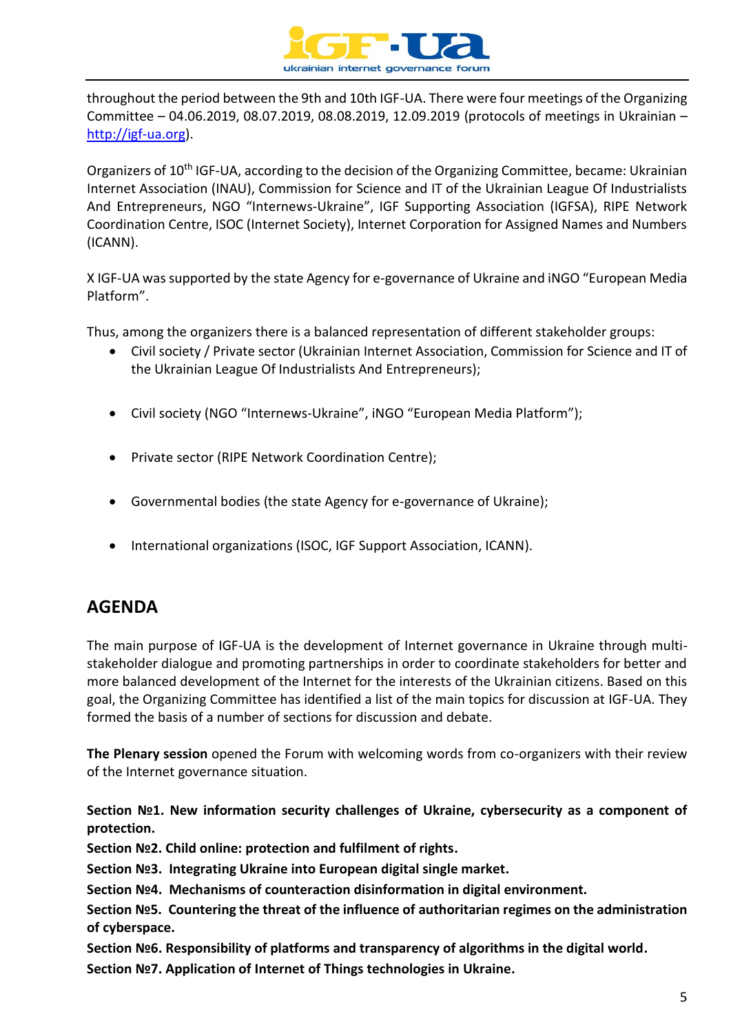throughout the period between the 9th and 10th IGF-UA. There were four meetings of the Organizing Committee – 04.06.2019, 08.07.2019, 08.08.2019, 12.09.2019 (protocols of meetings in Ukrainian – [http://igf-ua.org](http://igf-ua.org)).

Organizers of 10th IGF-UA, according to the decision of the Organizing Committee, became: Ukrainian Internet Association (INAU), Commission for Science and IT of the Ukrainian League Of Industrialists And Entrepreneurs, NGO "Internews-Ukraine", IGF Supporting Association (IGFSA), RIPE Network Coordination Centre, ISOC (Internet Society), Internet Corporation for Assigned Names and Numbers (ICANN).

X IGF-UA was supported by the state Agency for e-governance of Ukraine and iNGO "European Media Platform".

Thus, among the organizers there is a balanced representation of different stakeholder groups:

- Civil society / Private sector (Ukrainian Internet Association, Commission for Science and IT of the Ukrainian League Of Industrialists And Entrepreneurs);
- Civil society (NGO "Internews-Ukraine", iNGO "European Media Platform");
- Private sector (RIPE Network Coordination Centre);
- Governmental bodies (the state Agency for e-governance of Ukraine);
- International organizations (ISOC, IGF Support Association, ICANN).

## AGENDA

The main purpose of IGF-UA is the development of Internet governance in Ukraine through multi-stakeholder dialogue and promoting partnerships in order to coordinate stakeholders for better and more balanced development of the Internet for the interests of the Ukrainian citizens. Based on this goal, the Organizing Committee has identified a list of the main topics for discussion at IGF-UA. They formed the basis of a number of sections for discussion and debate.

**The Plenary session** opened the Forum with welcoming words from co-organizers with their review of the Internet governance situation.

**Section №1. New information security challenges of Ukraine, cybersecurity as a component of protection.**
**Section №2. Child online: protection and fulfilment of rights.**
**Section №3. Integrating Ukraine into European digital single market.**
**Section №4. Mechanisms of counteraction disinformation in digital environment.**
**Section №5. Countering the threat of the influence of authoritarian regimes on the administration of cyberspace.**
**Section №6. Responsibility of platforms and transparency of algorithms in the digital world.**
**Section №7. Application of Internet of Things technologies in Ukraine.**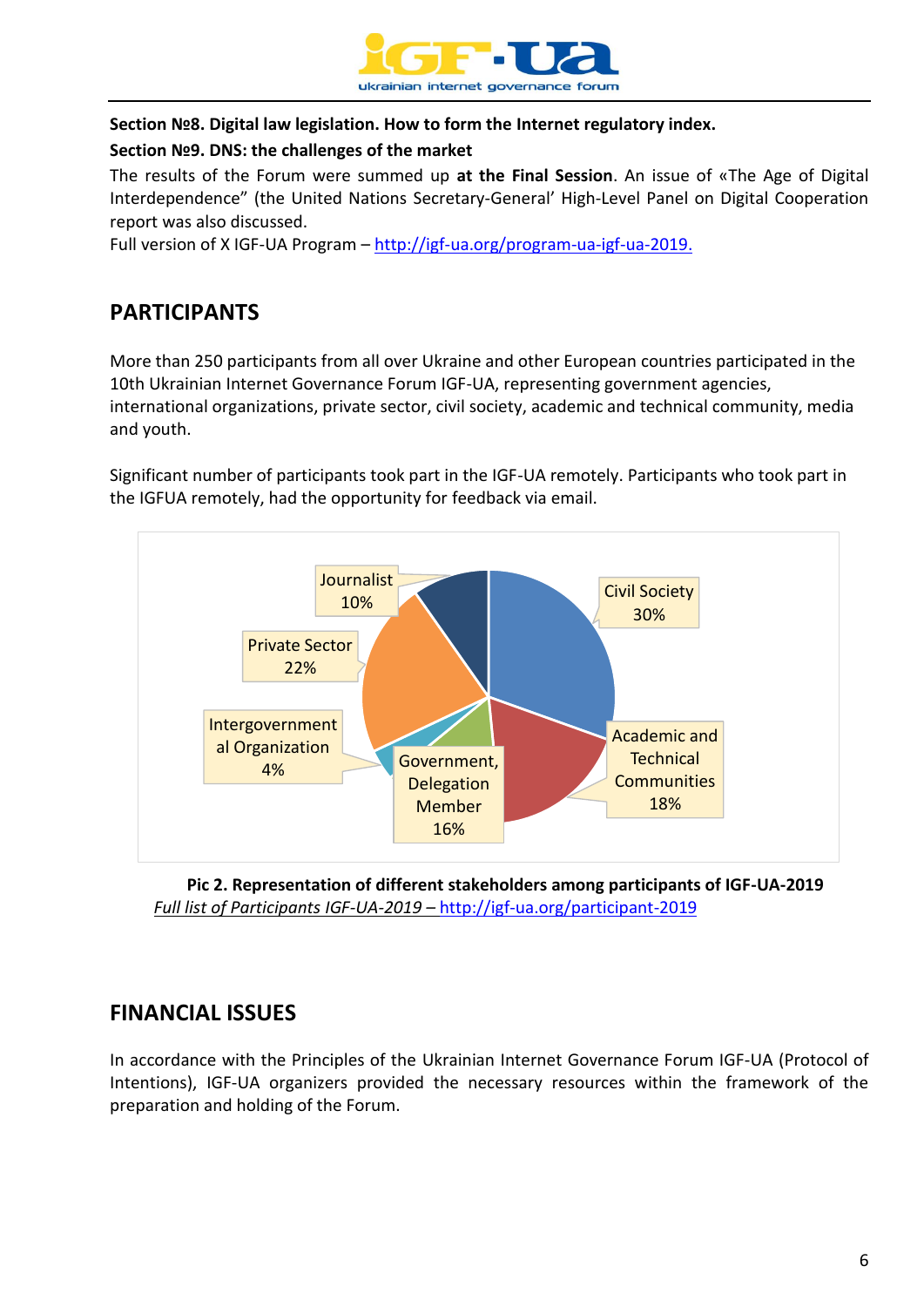**Section №8. Digital law legislation. How to form the Internet regulatory index.**

**Section №9. DNS: the challenges of the market**

The results of the Forum were summed up **at the Final Session**. An issue of «The Age of Digital Interdependence" (the United Nations Secretary-General' High-Level Panel on Digital Cooperation report was also discussed.

Full version of X IGF-UA Program – http://igf-ua.org/program-ua-igf-ua-2019.

## PARTICIPANTS

More than 250 participants from all over Ukraine and other European countries participated in the 10th Ukrainian Internet Governance Forum IGF-UA, representing government agencies, international organizations, private sector, civil society, academic and technical community, media and youth.

Significant number of participants took part in the IGF-UA remotely. Participants who took part in the IGFUA remotely, had the opportunity for feedback via email.

| Stakeholder | Share |
|---|---|
| Civil Society | 30% |
| Academic and Technical Communities | 18% |
| Government, Delegation Member | 16% |
| Intergovernmental Organization | 4% |
| Private Sector | 22% |
| Journalist | 10% |

**Pic 2. Representation of different stakeholders among participants of IGF-UA-2019**

*Full list of Participants IGF-UA-2019 –* http://igf-ua.org/participant-2019

## FINANCIAL ISSUES

In accordance with the Principles of the Ukrainian Internet Governance Forum IGF-UA (Protocol of Intentions), IGF-UA organizers provided the necessary resources within the framework of the preparation and holding of the Forum.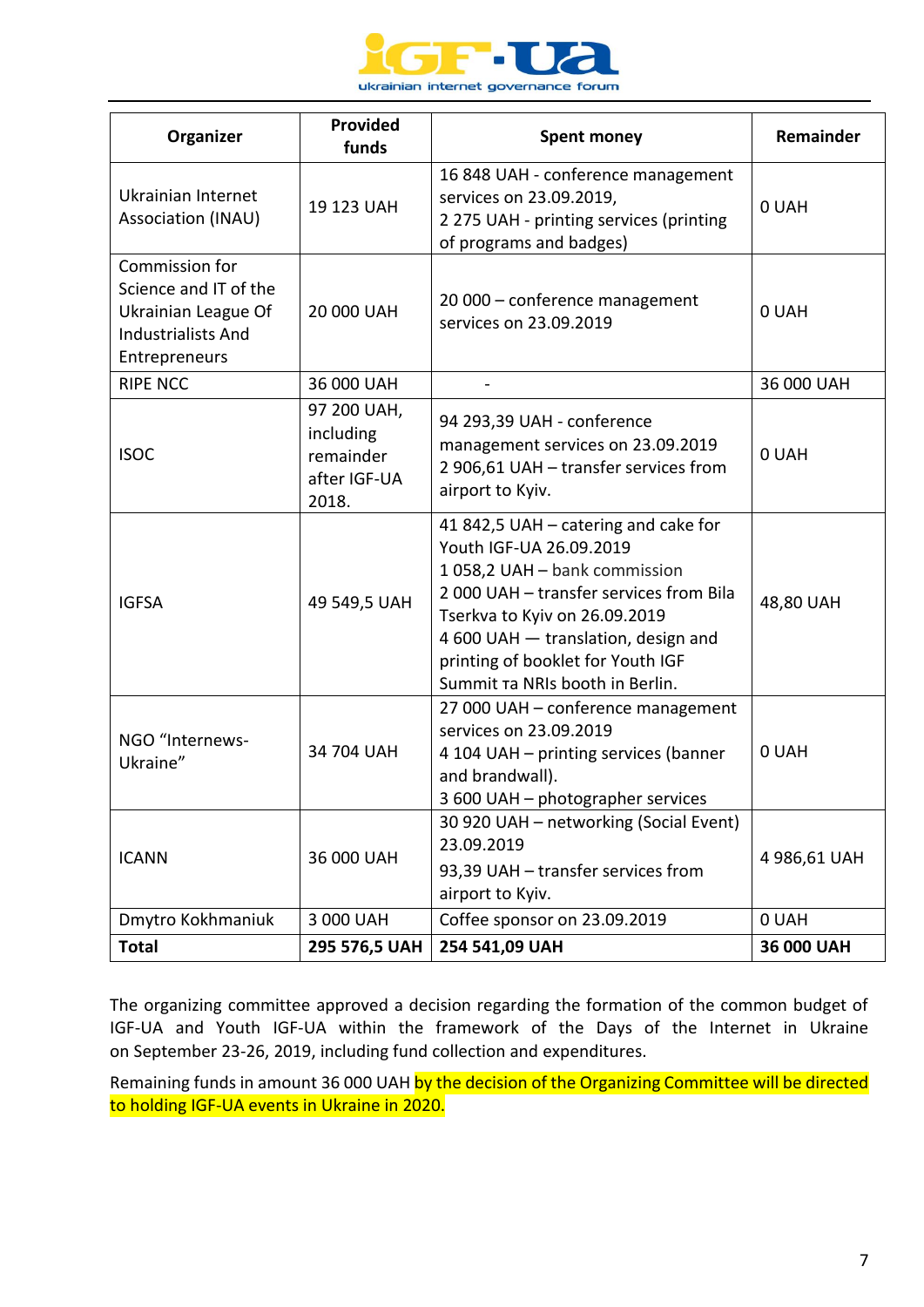| Organizer | Provided funds | Spent money | Remainder |
|---|---|---|---|
| Ukrainian Internet Association (INAU) | 19 123 UAH | 16 848 UAH - conference management services on 23.09.2019,<br>2 275 UAH - printing services (printing of programs and badges) | 0 UAH |
| Commission for Science and IT of the Ukrainian League Of Industrialists And Entrepreneurs | 20 000 UAH | 20 000 – conference management services on 23.09.2019 | 0 UAH |
| RIPE NCC | 36 000 UAH | - | 36 000 UAH |
| ISOC | 97 200 UAH, including remainder after IGF-UA 2018. | 94 293,39 UAH - conference management services on 23.09.2019<br>2 906,61 UAH – transfer services from airport to Kyiv. | 0 UAH |
| IGFSA | 49 549,5 UAH | 41 842,5 UAH – catering and cake for Youth IGF-UA 26.09.2019<br>1 058,2 UAH – bank commission<br>2 000 UAH – transfer services from Bila Tserkva to Kyiv on 26.09.2019<br>4 600 UAH — translation, design and printing of booklet for Youth IGF Summit та NRIs booth in Berlin. | 48,80 UAH |
| NGO "Internews-Ukraine" | 34 704 UAH | 27 000 UAH – conference management services on 23.09.2019<br>4 104 UAH – printing services (banner and brandwall).<br>3 600 UAH – photographer services | 0 UAH |
| ICANN | 36 000 UAH | 30 920 UAH – networking (Social Event) 23.09.2019<br>93,39 UAH – transfer services from airport to Kyiv. | 4 986,61 UAH |
| Dmytro Kokhmaniuk | 3 000 UAH | Coffee sponsor on 23.09.2019 | 0 UAH |
| **Total** | **295 576,5 UAH** | **254 541,09 UAH** | **36 000 UAH** |

The organizing committee approved a decision regarding the formation of the common budget of IGF-UA and Youth IGF-UA within the framework of the Days of the Internet in Ukraine on September 23-26, 2019, including fund collection and expenditures.

Remaining funds in amount 36 000 UAH by the decision of the Organizing Committee will be directed to holding IGF-UA events in Ukraine in 2020.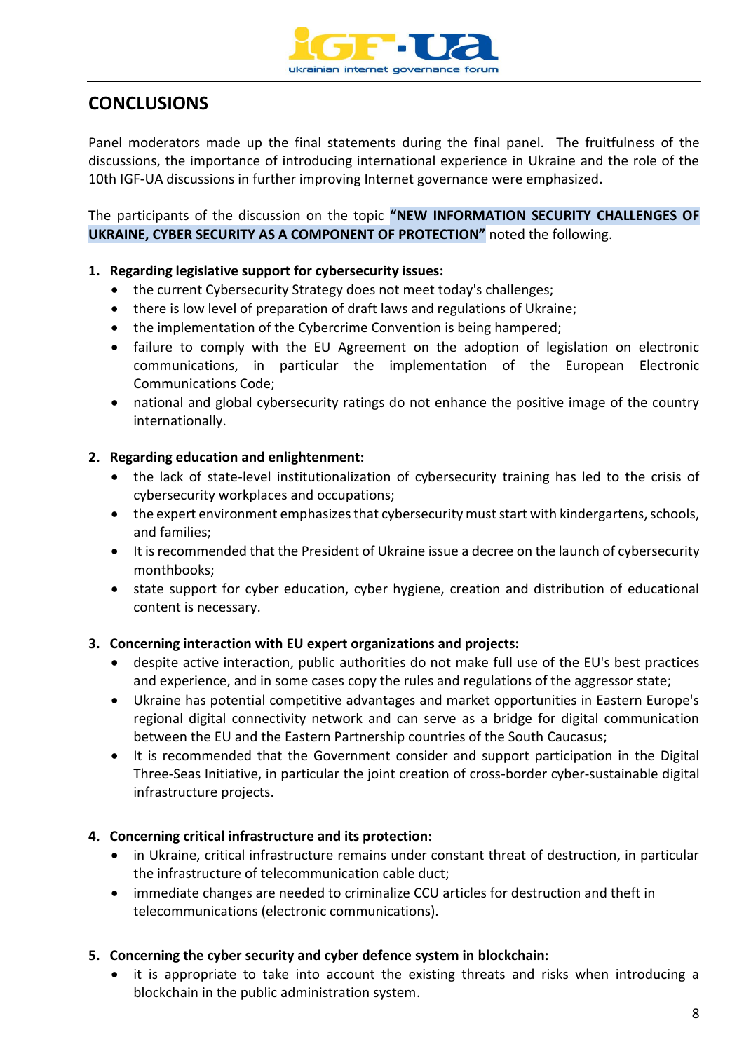## CONCLUSIONS

Panel moderators made up the final statements during the final panel. The fruitfulness of the discussions, the importance of introducing international experience in Ukraine and the role of the 10th IGF-UA discussions in further improving Internet governance were emphasized.

The participants of the discussion on the topic **"NEW INFORMATION SECURITY CHALLENGES OF UKRAINE, CYBER SECURITY AS A COMPONENT OF PROTECTION"** noted the following.

1. **Regarding legislative support for cybersecurity issues:**
   - the current Cybersecurity Strategy does not meet today's challenges;
   - there is low level of preparation of draft laws and regulations of Ukraine;
   - the implementation of the Cybercrime Convention is being hampered;
   - failure to comply with the EU Agreement on the adoption of legislation on electronic communications, in particular the implementation of the European Electronic Communications Code;
   - national and global cybersecurity ratings do not enhance the positive image of the country internationally.

2. **Regarding education and enlightenment:**
   - the lack of state-level institutionalization of cybersecurity training has led to the crisis of cybersecurity workplaces and occupations;
   - the expert environment emphasizes that cybersecurity must start with kindergartens, schools, and families;
   - It is recommended that the President of Ukraine issue a decree on the launch of cybersecurity monthbooks;
   - state support for cyber education, cyber hygiene, creation and distribution of educational content is necessary.

3. **Concerning interaction with EU expert organizations and projects:**
   - despite active interaction, public authorities do not make full use of the EU's best practices and experience, and in some cases copy the rules and regulations of the aggressor state;
   - Ukraine has potential competitive advantages and market opportunities in Eastern Europe's regional digital connectivity network and can serve as a bridge for digital communication between the EU and the Eastern Partnership countries of the South Caucasus;
   - It is recommended that the Government consider and support participation in the Digital Three-Seas Initiative, in particular the joint creation of cross-border cyber-sustainable digital infrastructure projects.

4. **Concerning critical infrastructure and its protection:**
   - in Ukraine, critical infrastructure remains under constant threat of destruction, in particular the infrastructure of telecommunication cable duct;
   - immediate changes are needed to criminalize CCU articles for destruction and theft in telecommunications (electronic communications).

5. **Concerning the cyber security and cyber defence system in blockchain:**
   - it is appropriate to take into account the existing threats and risks when introducing a blockchain in the public administration system.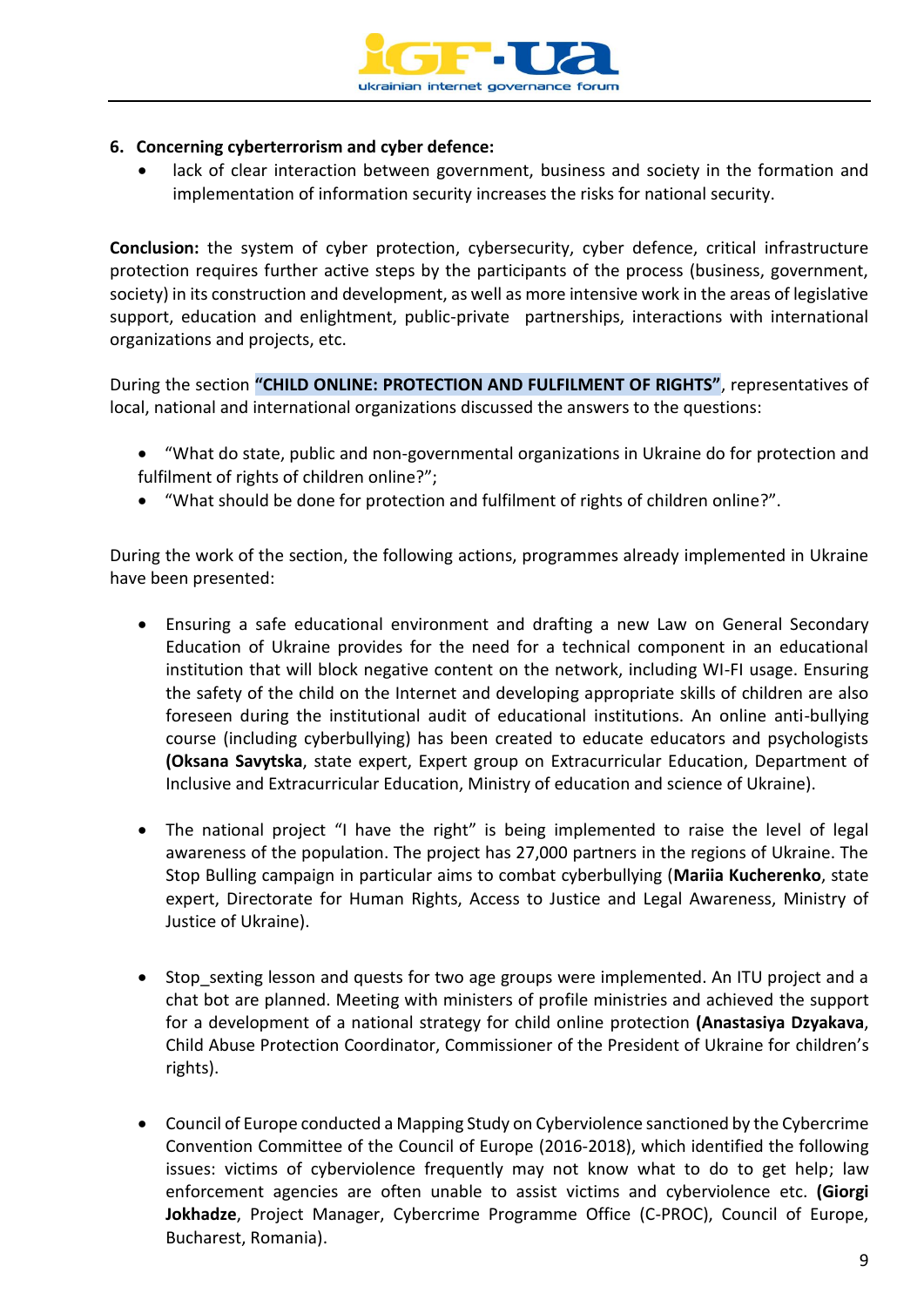**6. Concerning cyberterrorism and cyber defence:**

- lack of clear interaction between government, business and society in the formation and implementation of information security increases the risks for national security.

**Conclusion:** the system of cyber protection, cybersecurity, cyber defence, critical infrastructure protection requires further active steps by the participants of the process (business, government, society) in its construction and development, as well as more intensive work in the areas of legislative support, education and enlightment, public-private partnerships, interactions with international organizations and projects, etc.

During the section **"CHILD ONLINE: PROTECTION AND FULFILMENT OF RIGHTS"**, representatives of local, national and international organizations discussed the answers to the questions:

- "What do state, public and non-governmental organizations in Ukraine do for protection and fulfilment of rights of children online?";
- "What should be done for protection and fulfilment of rights of children online?".

During the work of the section, the following actions, programmes already implemented in Ukraine have been presented:

- Ensuring a safe educational environment and drafting a new Law on General Secondary Education of Ukraine provides for the need for a technical component in an educational institution that will block negative content on the network, including WI-FI usage. Ensuring the safety of the child on the Internet and developing appropriate skills of children are also foreseen during the institutional audit of educational institutions. An online anti-bullying course (including cyberbullying) has been created to educate educators and psychologists **(Oksana Savytska**, state expert, Expert group on Extracurricular Education, Department of Inclusive and Extracurricular Education, Ministry of education and science of Ukraine).

- The national project "I have the right" is being implemented to raise the level of legal awareness of the population. The project has 27,000 partners in the regions of Ukraine. The Stop Bulling campaign in particular aims to combat cyberbullying (**Mariia Kucherenko**, state expert, Directorate for Human Rights, Access to Justice and Legal Awareness, Ministry of Justice of Ukraine).

- Stop_sexting lesson and quests for two age groups were implemented. An ITU project and a chat bot are planned. Meeting with ministers of profile ministries and achieved the support for a development of a national strategy for child online protection **(Anastasiya Dzyakava**, Child Abuse Protection Coordinator, Commissioner of the President of Ukraine for children's rights).

- Council of Europe conducted a Mapping Study on Cyberviolence sanctioned by the Cybercrime Convention Committee of the Council of Europe (2016-2018), which identified the following issues: victims of cyberviolence frequently may not know what to do to get help; law enforcement agencies are often unable to assist victims and cyberviolence etc. **(Giorgi Jokhadze**, Project Manager, Cybercrime Programme Office (C-PROC), Council of Europe, Bucharest, Romania).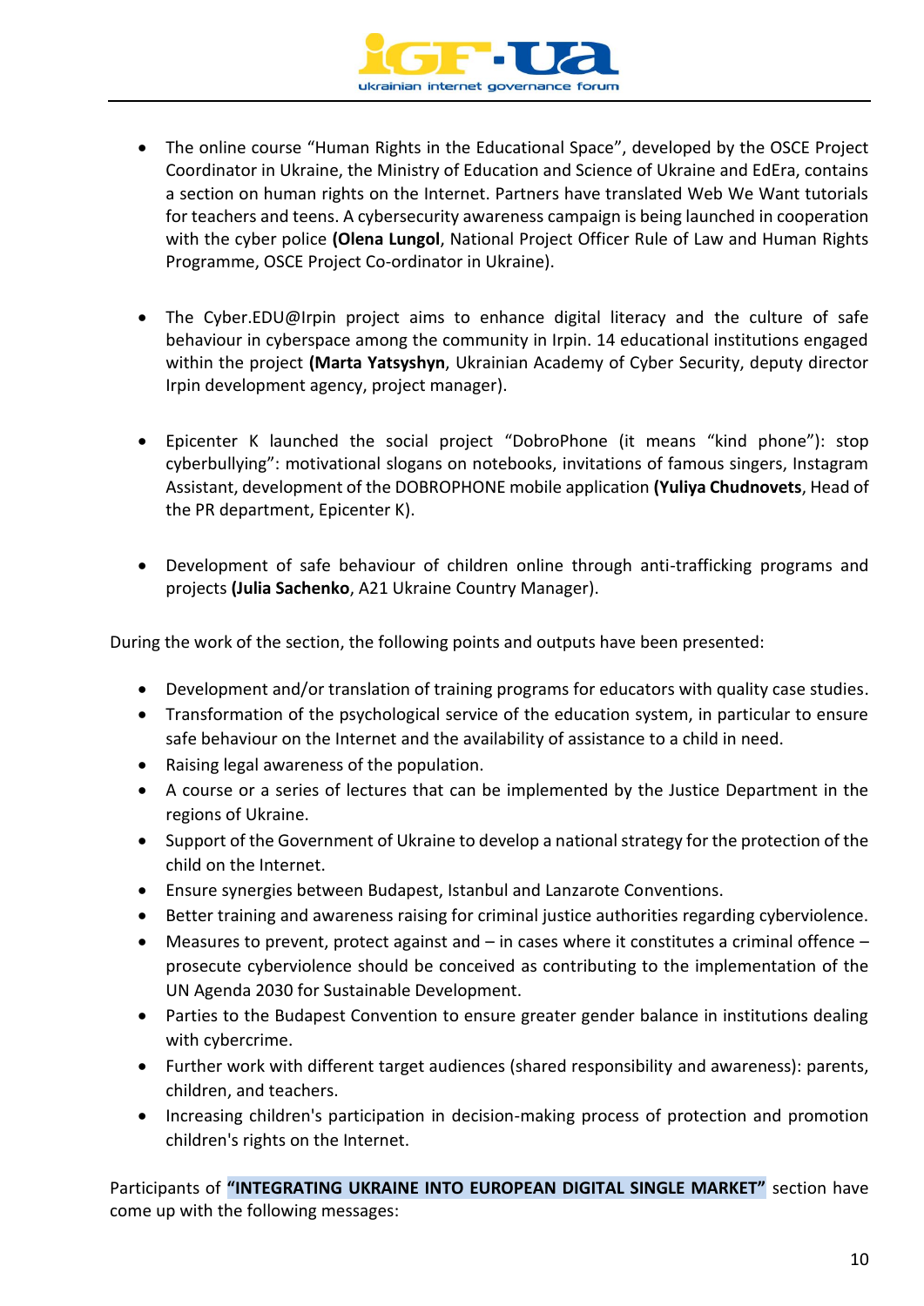- The online course "Human Rights in the Educational Space", developed by the OSCE Project Coordinator in Ukraine, the Ministry of Education and Science of Ukraine and EdEra, contains a section on human rights on the Internet. Partners have translated Web We Want tutorials for teachers and teens. A cybersecurity awareness campaign is being launched in cooperation with the cyber police **(Olena Lungol**, National Project Officer Rule of Law and Human Rights Programme, OSCE Project Co-ordinator in Ukraine).

- The Cyber.EDU@Irpin project aims to enhance digital literacy and the culture of safe behaviour in cyberspace among the community in Irpin. 14 educational institutions engaged within the project **(Marta Yatsyshyn**, Ukrainian Academy of Cyber Security, deputy director Irpin development agency, project manager).

- Epicenter K launched the social project "DobroPhone (it means "kind phone"): stop cyberbullying": motivational slogans on notebooks, invitations of famous singers, Instagram Assistant, development of the DOBROPHONE mobile application **(Yuliya Chudnovets**, Head of the PR department, Epicenter K).

- Development of safe behaviour of children online through anti-trafficking programs and projects **(Julia Sachenko**, A21 Ukraine Country Manager).

During the work of the section, the following points and outputs have been presented:

- Development and/or translation of training programs for educators with quality case studies.
- Transformation of the psychological service of the education system, in particular to ensure safe behaviour on the Internet and the availability of assistance to a child in need.
- Raising legal awareness of the population.
- A course or a series of lectures that can be implemented by the Justice Department in the regions of Ukraine.
- Support of the Government of Ukraine to develop a national strategy for the protection of the child on the Internet.
- Ensure synergies between Budapest, Istanbul and Lanzarote Conventions.
- Better training and awareness raising for criminal justice authorities regarding cyberviolence.
- Measures to prevent, protect against and – in cases where it constitutes a criminal offence – prosecute cyberviolence should be conceived as contributing to the implementation of the UN Agenda 2030 for Sustainable Development.
- Parties to the Budapest Convention to ensure greater gender balance in institutions dealing with cybercrime.
- Further work with different target audiences (shared responsibility and awareness): parents, children, and teachers.
- Increasing children's participation in decision-making process of protection and promotion children's rights on the Internet.

Participants of **"INTEGRATING UKRAINE INTO EUROPEAN DIGITAL SINGLE MARKET"** section have come up with the following messages: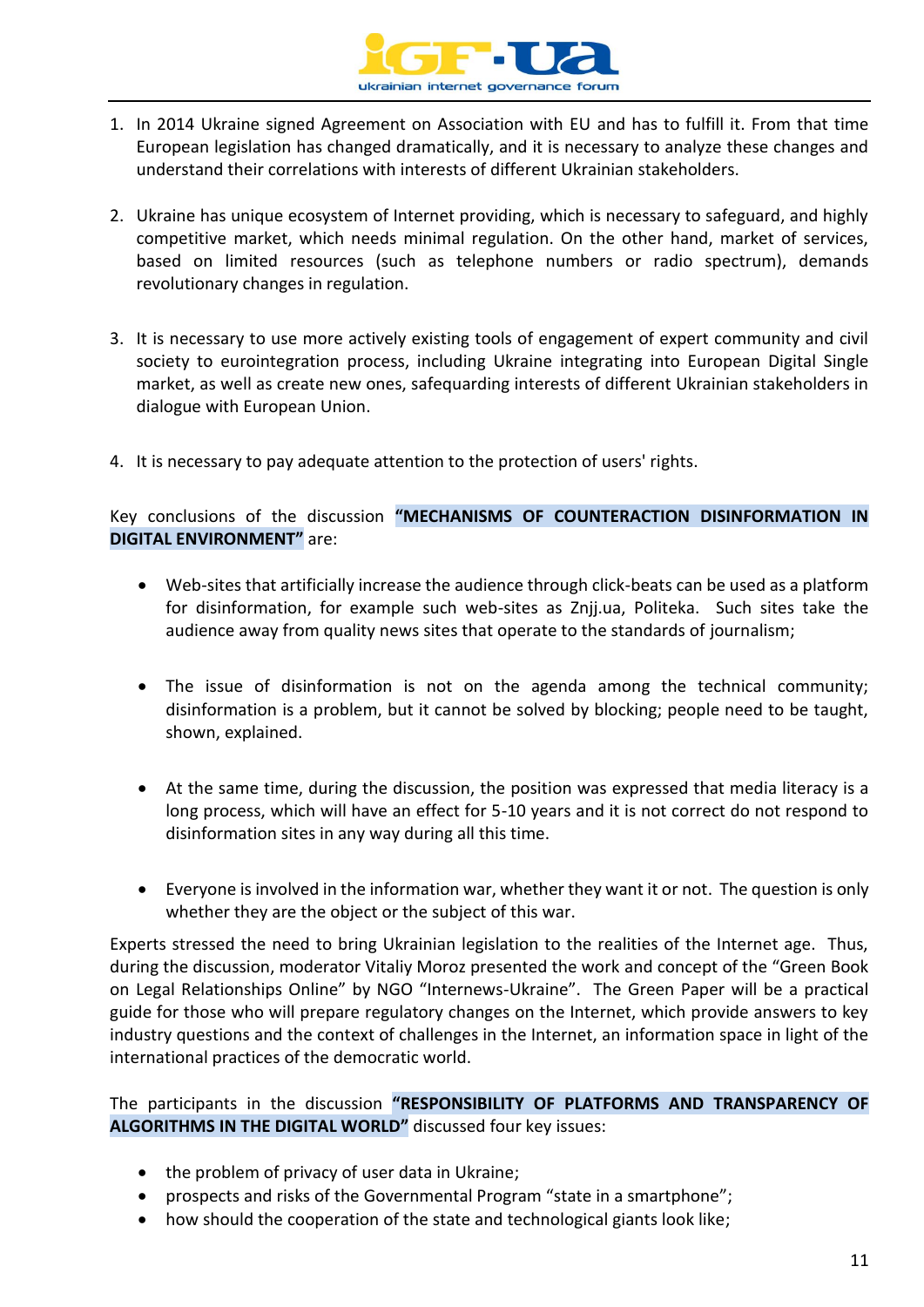1. In 2014 Ukraine signed Agreement on Association with EU and has to fulfill it. From that time European legislation has changed dramatically, and it is necessary to analyze these changes and understand their correlations with interests of different Ukrainian stakeholders.

2. Ukraine has unique ecosystem of Internet providing, which is necessary to safeguard, and highly competitive market, which needs minimal regulation. On the other hand, market of services, based on limited resources (such as telephone numbers or radio spectrum), demands revolutionary changes in regulation.

3. It is necessary to use more actively existing tools of engagement of expert community and civil society to eurointegration process, including Ukraine integrating into European Digital Single market, as well as create new ones, safequarding interests of different Ukrainian stakeholders in dialogue with European Union.

4. It is necessary to pay adequate attention to the protection of users' rights.

Key conclusions of the discussion **"MECHANISMS OF COUNTERACTION DISINFORMATION IN DIGITAL ENVIRONMENT"** are:

- Web-sites that artificially increase the audience through click-beats can be used as a platform for disinformation, for example such web-sites as Znjj.ua, Politeka. Such sites take the audience away from quality news sites that operate to the standards of journalism;

- The issue of disinformation is not on the agenda among the technical community; disinformation is a problem, but it cannot be solved by blocking; people need to be taught, shown, explained.

- At the same time, during the discussion, the position was expressed that media literacy is a long process, which will have an effect for 5-10 years and it is not correct do not respond to disinformation sites in any way during all this time.

- Everyone is involved in the information war, whether they want it or not. The question is only whether they are the object or the subject of this war.

Experts stressed the need to bring Ukrainian legislation to the realities of the Internet age. Thus, during the discussion, moderator Vitaliy Moroz presented the work and concept of the "Green Book on Legal Relationships Online" by NGO "Internews-Ukraine". The Green Paper will be a practical guide for those who will prepare regulatory changes on the Internet, which provide answers to key industry questions and the context of challenges in the Internet, an information space in light of the international practices of the democratic world.

The participants in the discussion **"RESPONSIBILITY OF PLATFORMS AND TRANSPARENCY OF ALGORITHMS IN THE DIGITAL WORLD"** discussed four key issues:

- the problem of privacy of user data in Ukraine;
- prospects and risks of the Governmental Program "state in a smartphone";
- how should the cooperation of the state and technological giants look like;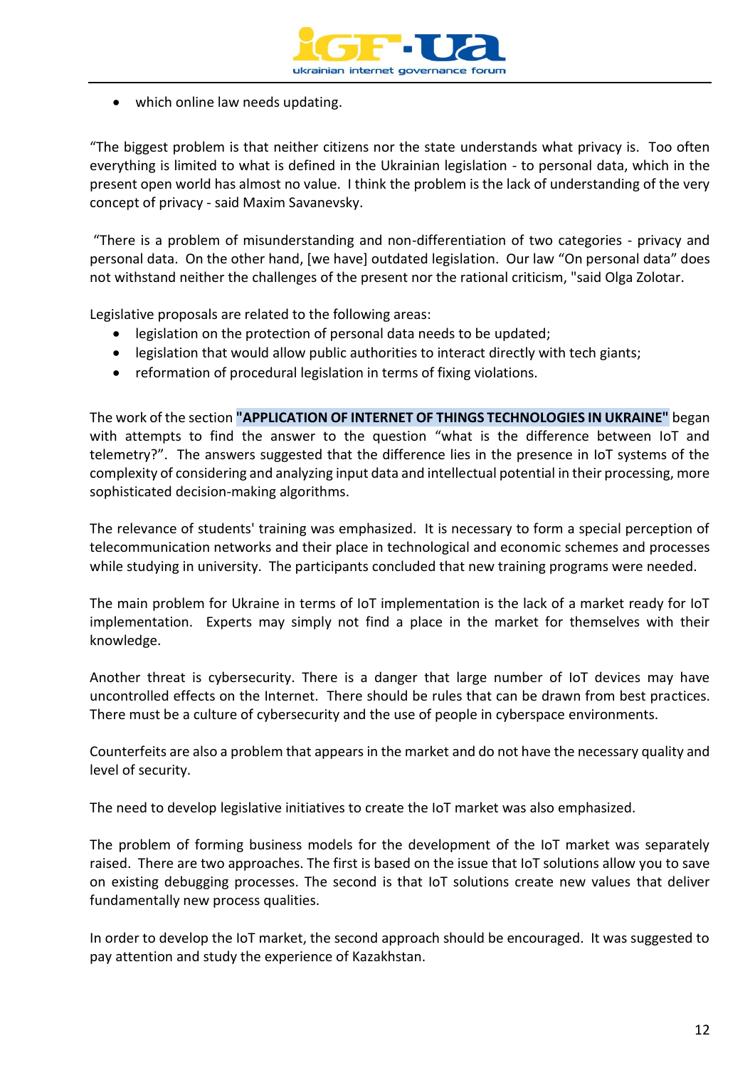- which online law needs updating.

“The biggest problem is that neither citizens nor the state understands what privacy is. Too often everything is limited to what is defined in the Ukrainian legislation - to personal data, which in the present open world has almost no value. I think the problem is the lack of understanding of the very concept of privacy - said Maxim Savanevsky.

“There is a problem of misunderstanding and non-differentiation of two categories - privacy and personal data. On the other hand, [we have] outdated legislation. Our law “On personal data” does not withstand neither the challenges of the present nor the rational criticism, "said Olga Zolotar.

Legislative proposals are related to the following areas:

- legislation on the protection of personal data needs to be updated;
- legislation that would allow public authorities to interact directly with tech giants;
- reformation of procedural legislation in terms of fixing violations.

The work of the section **"APPLICATION OF INTERNET OF THINGS TECHNOLOGIES IN UKRAINE"** began with attempts to find the answer to the question “what is the difference between IoT and telemetry?”. The answers suggested that the difference lies in the presence in IoT systems of the complexity of considering and analyzing input data and intellectual potential in their processing, more sophisticated decision-making algorithms.

The relevance of students' training was emphasized. It is necessary to form a special perception of telecommunication networks and their place in technological and economic schemes and processes while studying in university. The participants concluded that new training programs were needed.

The main problem for Ukraine in terms of IoT implementation is the lack of a market ready for IoT implementation. Experts may simply not find a place in the market for themselves with their knowledge.

Another threat is cybersecurity. There is a danger that large number of IoT devices may have uncontrolled effects on the Internet. There should be rules that can be drawn from best practices. There must be a culture of cybersecurity and the use of people in cyberspace environments.

Counterfeits are also a problem that appears in the market and do not have the necessary quality and level of security.

The need to develop legislative initiatives to create the IoT market was also emphasized.

The problem of forming business models for the development of the IoT market was separately raised. There are two approaches. The first is based on the issue that IoT solutions allow you to save on existing debugging processes. The second is that IoT solutions create new values that deliver fundamentally new process qualities.

In order to develop the IoT market, the second approach should be encouraged. It was suggested to pay attention and study the experience of Kazakhstan.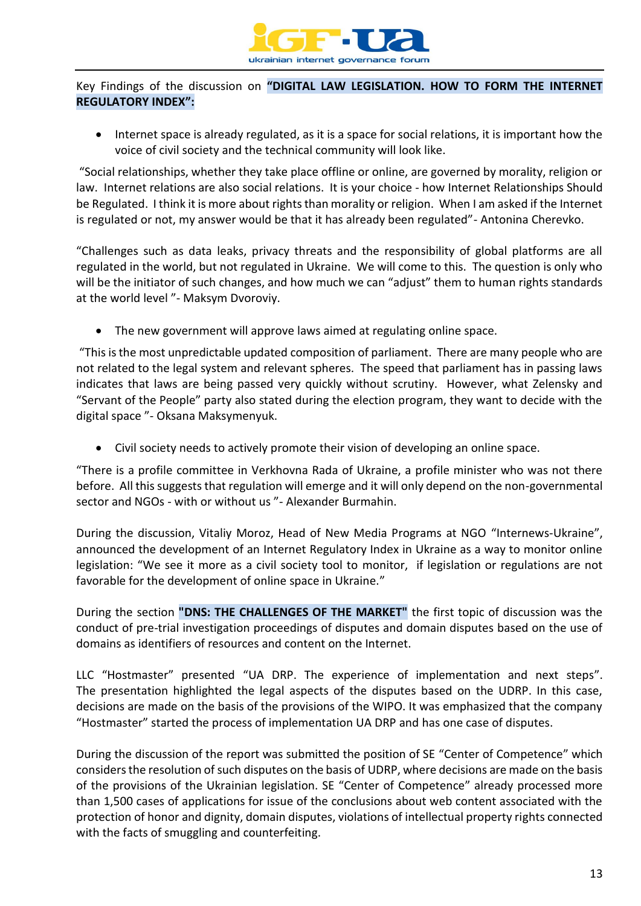Key Findings of the discussion on **"DIGITAL LAW LEGISLATION. HOW TO FORM THE INTERNET REGULATORY INDEX":**

- Internet space is already regulated, as it is a space for social relations, it is important how the voice of civil society and the technical community will look like.

"Social relationships, whether they take place offline or online, are governed by morality, religion or law. Internet relations are also social relations. It is your choice - how Internet Relationships Should be Regulated. I think it is more about rights than morality or religion. When I am asked if the Internet is regulated or not, my answer would be that it has already been regulated"- Antonina Cherevko.

"Challenges such as data leaks, privacy threats and the responsibility of global platforms are all regulated in the world, but not regulated in Ukraine. We will come to this. The question is only who will be the initiator of such changes, and how much we can "adjust" them to human rights standards at the world level "- Maksym Dvoroviy.

- The new government will approve laws aimed at regulating online space.

"This is the most unpredictable updated composition of parliament. There are many people who are not related to the legal system and relevant spheres. The speed that parliament has in passing laws indicates that laws are being passed very quickly without scrutiny. However, what Zelensky and "Servant of the People" party also stated during the election program, they want to decide with the digital space "- Oksana Maksymenyuk.

- Civil society needs to actively promote their vision of developing an online space.

"There is a profile committee in Verkhovna Rada of Ukraine, a profile minister who was not there before. All this suggests that regulation will emerge and it will only depend on the non-governmental sector and NGOs - with or without us "- Alexander Burmahin.

During the discussion, Vitaliy Moroz, Head of New Media Programs at NGO "Internews-Ukraine", announced the development of an Internet Regulatory Index in Ukraine as a way to monitor online legislation: "We see it more as a civil society tool to monitor, if legislation or regulations are not favorable for the development of online space in Ukraine."

During the section **"DNS: THE CHALLENGES OF THE MARKET"** the first topic of discussion was the conduct of pre-trial investigation proceedings of disputes and domain disputes based on the use of domains as identifiers of resources and content on the Internet.

LLC "Hostmaster" presented "UA DRP. The experience of implementation and next steps". The presentation highlighted the legal aspects of the disputes based on the UDRP. In this case, decisions are made on the basis of the provisions of the WIPO. It was emphasized that the company "Hostmaster" started the process of implementation UA DRP and has one case of disputes.

During the discussion of the report was submitted the position of SE "Center of Competence" which considers the resolution of such disputes on the basis of UDRP, where decisions are made on the basis of the provisions of the Ukrainian legislation. SE "Center of Competence" already processed more than 1,500 cases of applications for issue of the conclusions about web content associated with the protection of honor and dignity, domain disputes, violations of intellectual property rights connected with the facts of smuggling and counterfeiting.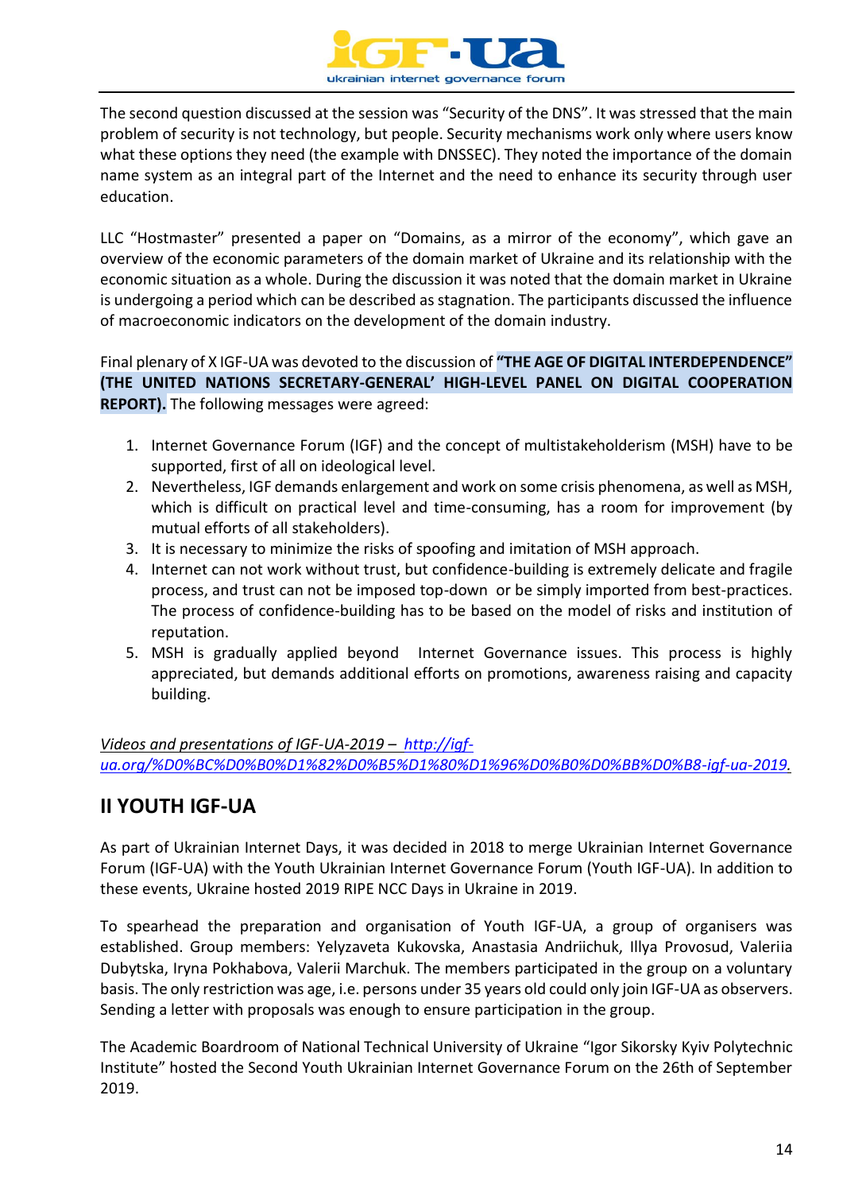The second question discussed at the session was "Security of the DNS". It was stressed that the main problem of security is not technology, but people. Security mechanisms work only where users know what these options they need (the example with DNSSEC). They noted the importance of the domain name system as an integral part of the Internet and the need to enhance its security through user education.

LLC "Hostmaster" presented a paper on "Domains, as a mirror of the economy", which gave an overview of the economic parameters of the domain market of Ukraine and its relationship with the economic situation as a whole. During the discussion it was noted that the domain market in Ukraine is undergoing a period which can be described as stagnation. The participants discussed the influence of macroeconomic indicators on the development of the domain industry.

Final plenary of X IGF-UA was devoted to the discussion of **"THE AGE OF DIGITAL INTERDEPENDENCE" (THE UNITED NATIONS SECRETARY-GENERAL' HIGH-LEVEL PANEL ON DIGITAL COOPERATION REPORT).** The following messages were agreed:

1. Internet Governance Forum (IGF) and the concept of multistakeholderism (MSH) have to be supported, first of all on ideological level.
2. Nevertheless, IGF demands enlargement and work on some crisis phenomena, as well as MSH, which is difficult on practical level and time-consuming, has a room for improvement (by mutual efforts of all stakeholders).
3. It is necessary to minimize the risks of spoofing and imitation of MSH approach.
4. Internet can not work without trust, but confidence-building is extremely delicate and fragile process, and trust can not be imposed top-down or be simply imported from best-practices. The process of confidence-building has to be based on the model of risks and institution of reputation.
5. MSH is gradually applied beyond Internet Governance issues. This process is highly appreciated, but demands additional efforts on promotions, awareness raising and capacity building.

*Videos and presentations of IGF-UA-2019 – http://igf-ua.org/%D0%BC%D0%B0%D1%82%D0%B5%D1%80%D1%96%D0%B0%D0%BB%D0%B8-igf-ua-2019.*

## II YOUTH IGF-UA

As part of Ukrainian Internet Days, it was decided in 2018 to merge Ukrainian Internet Governance Forum (IGF-UA) with the Youth Ukrainian Internet Governance Forum (Youth IGF-UA). In addition to these events, Ukraine hosted 2019 RIPE NCC Days in Ukraine in 2019.

To spearhead the preparation and organisation of Youth IGF-UA, a group of organisers was established. Group members: Yelyzaveta Kukovska, Anastasia Andriichuk, Illya Provosud, Valeriia Dubytska, Iryna Pokhabova, Valerii Marchuk. The members participated in the group on a voluntary basis. The only restriction was age, i.e. persons under 35 years old could only join IGF-UA as observers. Sending a letter with proposals was enough to ensure participation in the group.

The Academic Boardroom of National Technical University of Ukraine "Igor Sikorsky Kyiv Polytechnic Institute" hosted the Second Youth Ukrainian Internet Governance Forum on the 26th of September 2019.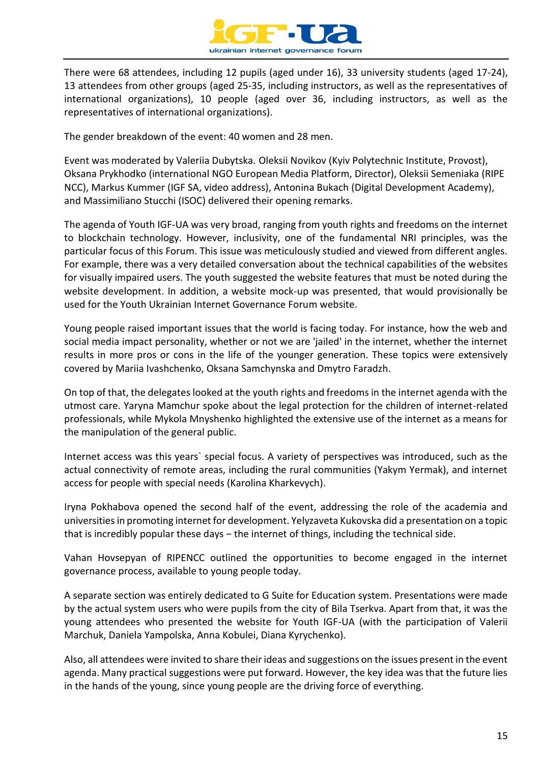There were 68 attendees, including 12 pupils (aged under 16), 33 university students (aged 17-24), 13 attendees from other groups (aged 25-35, including instructors, as well as the representatives of international organizations), 10 people (aged over 36, including instructors, as well as the representatives of international organizations).

The gender breakdown of the event: 40 women and 28 men.

Event was moderated by Valeriia Dubytska. Oleksii Novikov (Kyiv Polytechnic Institute, Provost), Oksana Prykhodko (international NGO European Media Platform, Director), Oleksii Semeniaka (RIPE NCC), Markus Kummer (IGF SA, video address), Antonina Bukach (Digital Development Academy), and Massimiliano Stucchi (ISOC) delivered their opening remarks.

The agenda of Youth IGF-UA was very broad, ranging from youth rights and freedoms on the internet to blockchain technology. However, inclusivity, one of the fundamental NRI principles, was the particular focus of this Forum. This issue was meticulously studied and viewed from different angles. For example, there was a very detailed conversation about the technical capabilities of the websites for visually impaired users. The youth suggested the website features that must be noted during the website development. In addition, a website mock-up was presented, that would provisionally be used for the Youth Ukrainian Internet Governance Forum website.

Young people raised important issues that the world is facing today. For instance, how the web and social media impact personality, whether or not we are 'jailed' in the internet, whether the internet results in more pros or cons in the life of the younger generation. These topics were extensively covered by Mariia Ivashchenko, Oksana Samchynska and Dmytro Faradzh.

On top of that, the delegates looked at the youth rights and freedoms in the internet agenda with the utmost care. Yaryna Mamchur spoke about the legal protection for the children of internet-related professionals, while Mykola Mnyshenko highlighted the extensive use of the internet as a means for the manipulation of the general public.

Internet access was this years` special focus. A variety of perspectives was introduced, such as the actual connectivity of remote areas, including the rural communities (Yakym Yermak), and internet access for people with special needs (Karolina Kharkevych).

Iryna Pokhabova opened the second half of the event, addressing the role of the academia and universities in promoting internet for development. Yelyzaveta Kukovska did a presentation on a topic that is incredibly popular these days − the internet of things, including the technical side.

Vahan Hovsepyan of RIPENCC outlined the opportunities to become engaged in the internet governance process, available to young people today.

A separate section was entirely dedicated to G Suite for Education system. Presentations were made by the actual system users who were pupils from the city of Bila Tserkva. Apart from that, it was the young attendees who presented the website for Youth IGF-UA (with the participation of Valerii Marchuk, Daniela Yampolska, Anna Kobulei, Diana Kyrychenko).

Also, all attendees were invited to share their ideas and suggestions on the issues present in the event agenda. Many practical suggestions were put forward. However, the key idea was that the future lies in the hands of the young, since young people are the driving force of everything.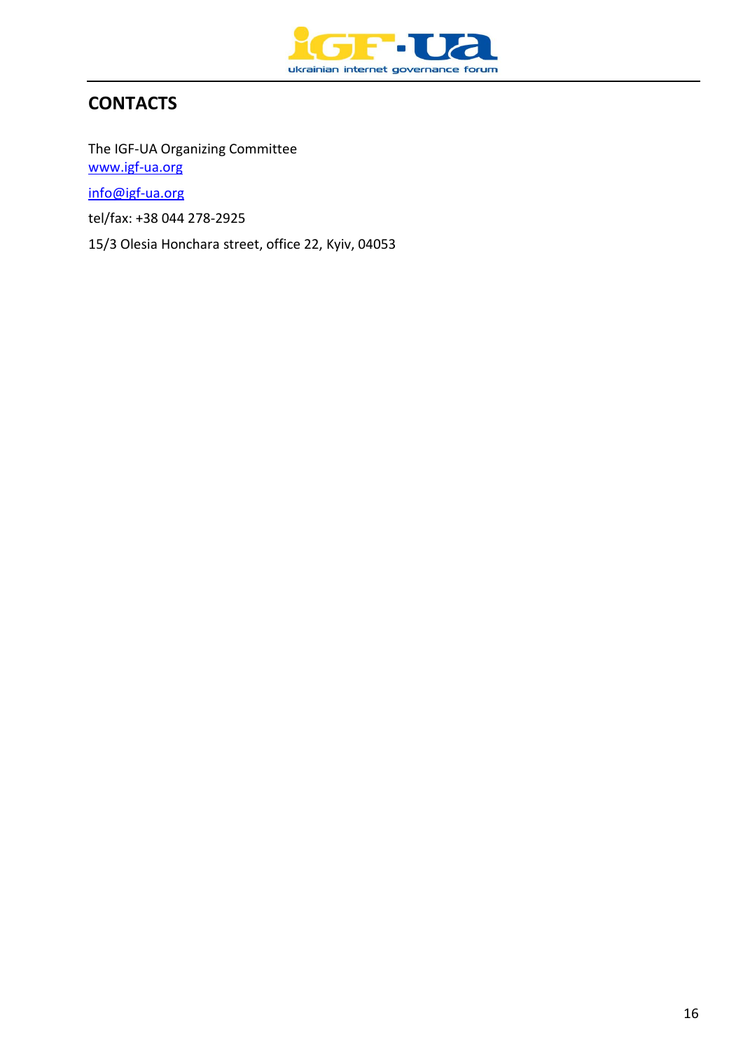## CONTACTS

The IGF-UA Organizing Committee
www.igf-ua.org

info@igf-ua.org

tel/fax: +38 044 278-2925

15/3 Olesia Honchara street, office 22, Kyiv, 04053